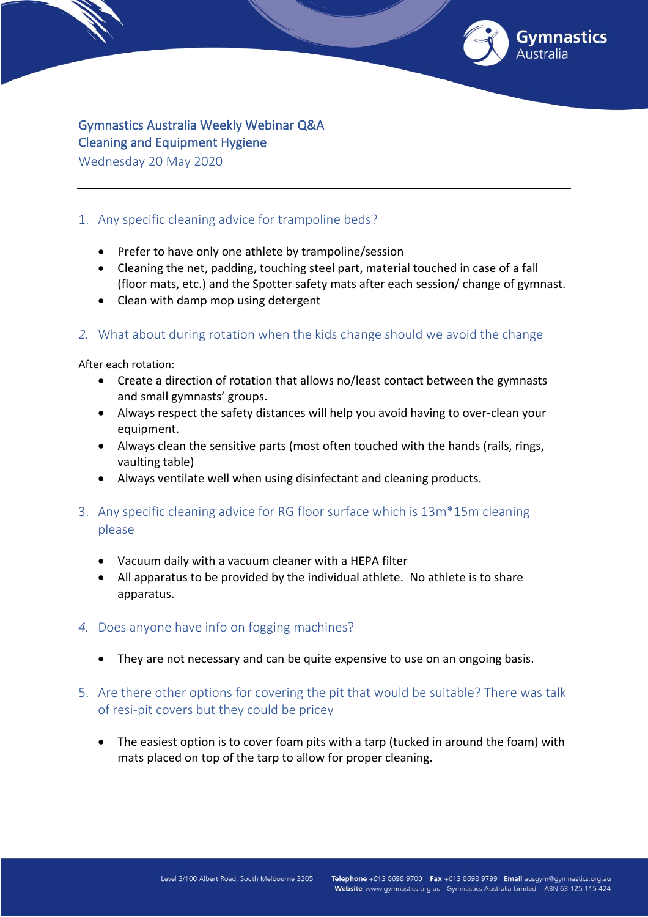# Gymnastics Australia Weekly Webinar Q&A
## Cleaning and Equipment Hygiene

Wednesday 20 May 2020

---

### 1. Any specific cleaning advice for trampoline beds?

- Prefer to have only one athlete by trampoline/session
- Cleaning the net, padding, touching steel part, material touched in case of a fall (floor mats, etc.) and the Spotter safety mats after each session/ change of gymnast.
- Clean with damp mop using detergent

### 2. *What about during rotation when the kids change should we avoid the change*

After each rotation:

- Create a direction of rotation that allows no/least contact between the gymnasts and small gymnasts' groups.
- Always respect the safety distances will help you avoid having to over-clean your equipment.
- Always clean the sensitive parts (most often touched with the hands (rails, rings, vaulting table)
- Always ventilate well when using disinfectant and cleaning products.

### 3. Any specific cleaning advice for RG floor surface which is 13m*15m cleaning please

- Vacuum daily with a vacuum cleaner with a HEPA filter
- All apparatus to be provided by the individual athlete. No athlete is to share apparatus.

### 4. *Does anyone have info on fogging machines?*

- They are not necessary and can be quite expensive to use on an ongoing basis.

### 5. Are there other options for covering the pit that would be suitable? There was talk of resi-pit covers but they could be pricey

- The easiest option is to cover foam pits with a tarp (tucked in around the foam) with mats placed on top of the tarp to allow for proper cleaning.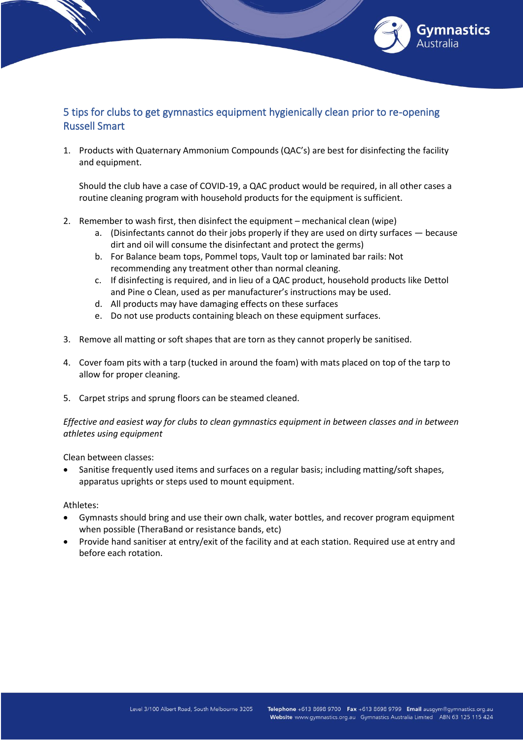## 5 tips for clubs to get gymnastics equipment hygienically clean prior to re-opening Russell Smart

1. Products with Quaternary Ammonium Compounds (QAC's) are best for disinfecting the facility and equipment.

   Should the club have a case of COVID-19, a QAC product would be required, in all other cases a routine cleaning program with household products for the equipment is sufficient.

2. Remember to wash first, then disinfect the equipment – mechanical clean (wipe)
   a. (Disinfectants cannot do their jobs properly if they are used on dirty surfaces — because dirt and oil will consume the disinfectant and protect the germs)
   b. For Balance beam tops, Pommel tops, Vault top or laminated bar rails: Not recommending any treatment other than normal cleaning.
   c. If disinfecting is required, and in lieu of a QAC product, household products like Dettol and Pine o Clean, used as per manufacturer's instructions may be used.
   d. All products may have damaging effects on these surfaces
   e. Do not use products containing bleach on these equipment surfaces.

3. Remove all matting or soft shapes that are torn as they cannot properly be sanitised.

4. Cover foam pits with a tarp (tucked in around the foam) with mats placed on top of the tarp to allow for proper cleaning.

5. Carpet strips and sprung floors can be steamed cleaned.

*Effective and easiest way for clubs to clean gymnastics equipment in between classes and in between athletes using equipment*

Clean between classes:

- Sanitise frequently used items and surfaces on a regular basis; including matting/soft shapes, apparatus uprights or steps used to mount equipment.

Athletes:

- Gymnasts should bring and use their own chalk, water bottles, and recover program equipment when possible (TheraBand or resistance bands, etc)
- Provide hand sanitiser at entry/exit of the facility and at each station. Required use at entry and before each rotation.